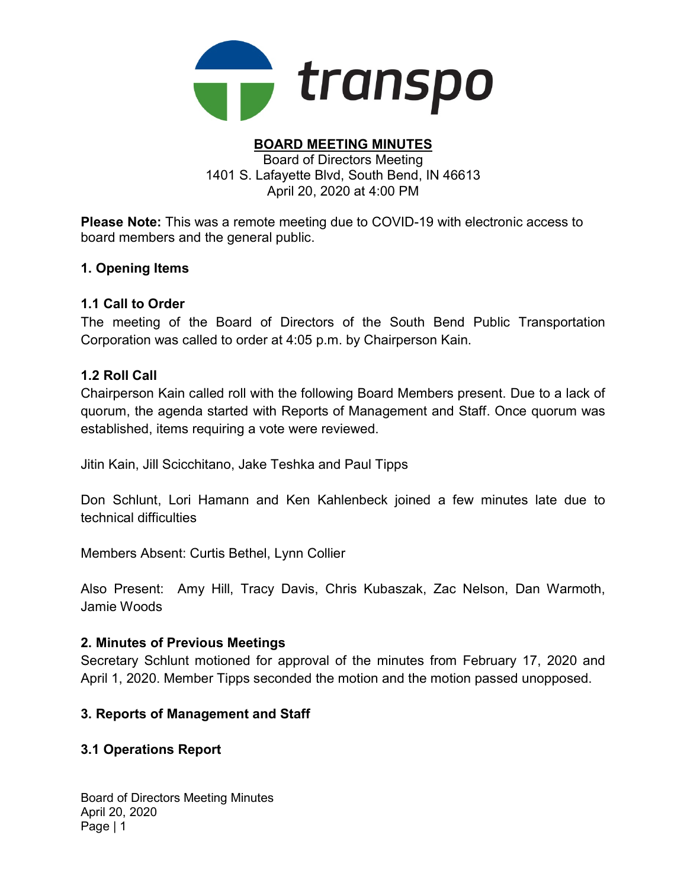transpo

# BOARD MEETING MINUTES

Board of Directors Meeting
1401 S. Lafayette Blvd, South Bend, IN 46613
April 20, 2020 at 4:00 PM

**Please Note:** This was a remote meeting due to COVID-19 with electronic access to board members and the general public.

## 1. Opening Items

### 1.1 Call to Order

The meeting of the Board of Directors of the South Bend Public Transportation Corporation was called to order at 4:05 p.m. by Chairperson Kain.

### 1.2 Roll Call

Chairperson Kain called roll with the following Board Members present. Due to a lack of quorum, the agenda started with Reports of Management and Staff. Once quorum was established, items requiring a vote were reviewed.

Jitin Kain, Jill Scicchitano, Jake Teshka and Paul Tipps

Don Schlunt, Lori Hamann and Ken Kahlenbeck joined a few minutes late due to technical difficulties

Members Absent: Curtis Bethel, Lynn Collier

Also Present: Amy Hill, Tracy Davis, Chris Kubaszak, Zac Nelson, Dan Warmoth, Jamie Woods

## 2. Minutes of Previous Meetings

Secretary Schlunt motioned for approval of the minutes from February 17, 2020 and April 1, 2020. Member Tipps seconded the motion and the motion passed unopposed.

## 3. Reports of Management and Staff

### 3.1 Operations Report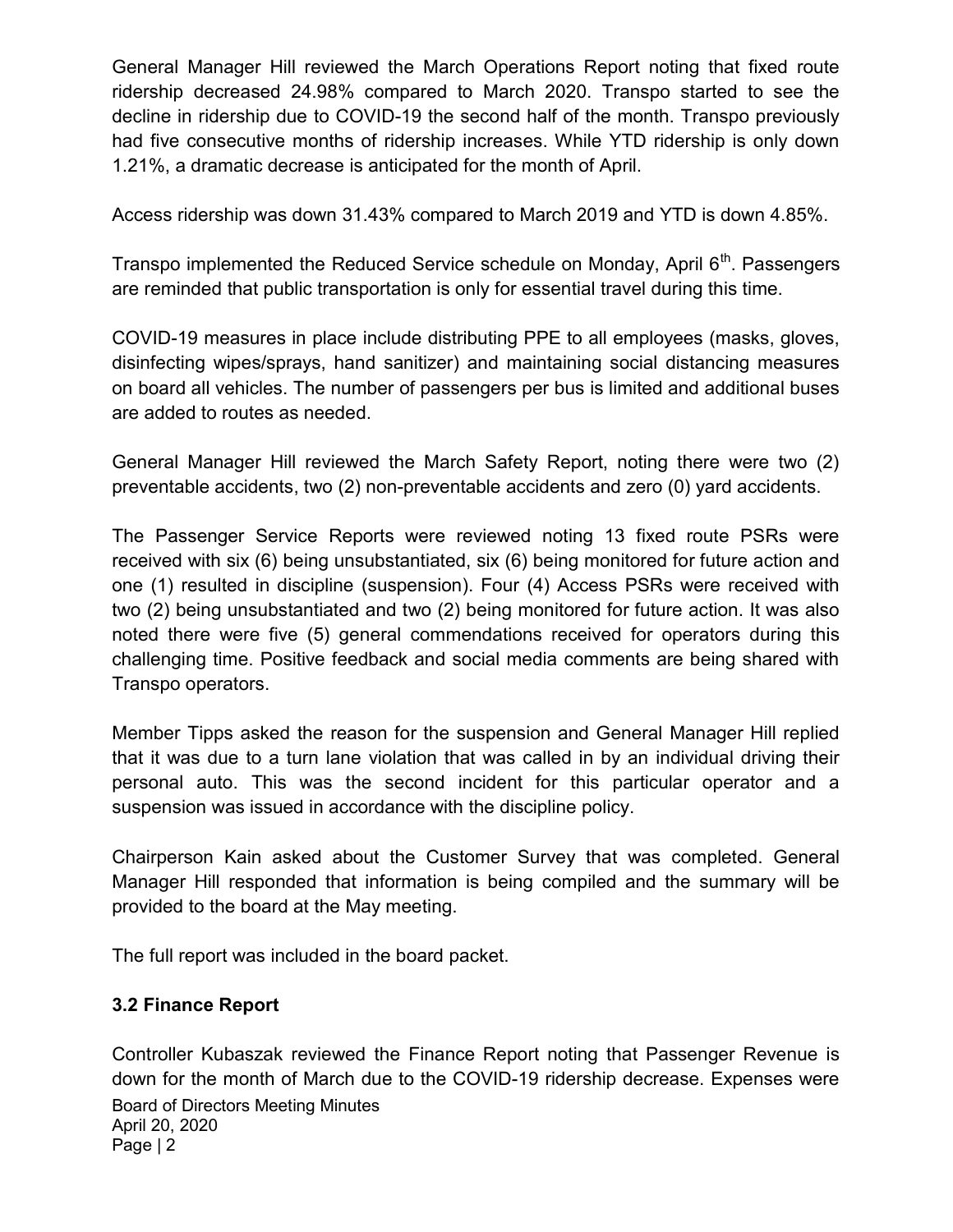General Manager Hill reviewed the March Operations Report noting that fixed route ridership decreased 24.98% compared to March 2020. Transpo started to see the decline in ridership due to COVID-19 the second half of the month. Transpo previously had five consecutive months of ridership increases. While YTD ridership is only down 1.21%, a dramatic decrease is anticipated for the month of April.

Access ridership was down 31.43% compared to March 2019 and YTD is down 4.85%.

Transpo implemented the Reduced Service schedule on Monday, April 6th. Passengers are reminded that public transportation is only for essential travel during this time.

COVID-19 measures in place include distributing PPE to all employees (masks, gloves, disinfecting wipes/sprays, hand sanitizer) and maintaining social distancing measures on board all vehicles. The number of passengers per bus is limited and additional buses are added to routes as needed.

General Manager Hill reviewed the March Safety Report, noting there were two (2) preventable accidents, two (2) non-preventable accidents and zero (0) yard accidents.

The Passenger Service Reports were reviewed noting 13 fixed route PSRs were received with six (6) being unsubstantiated, six (6) being monitored for future action and one (1) resulted in discipline (suspension). Four (4) Access PSRs were received with two (2) being unsubstantiated and two (2) being monitored for future action. It was also noted there were five (5) general commendations received for operators during this challenging time. Positive feedback and social media comments are being shared with Transpo operators.

Member Tipps asked the reason for the suspension and General Manager Hill replied that it was due to a turn lane violation that was called in by an individual driving their personal auto. This was the second incident for this particular operator and a suspension was issued in accordance with the discipline policy.

Chairperson Kain asked about the Customer Survey that was completed. General Manager Hill responded that information is being compiled and the summary will be provided to the board at the May meeting.

The full report was included in the board packet.

### 3.2 Finance Report

Controller Kubaszak reviewed the Finance Report noting that Passenger Revenue is down for the month of March due to the COVID-19 ridership decrease. Expenses were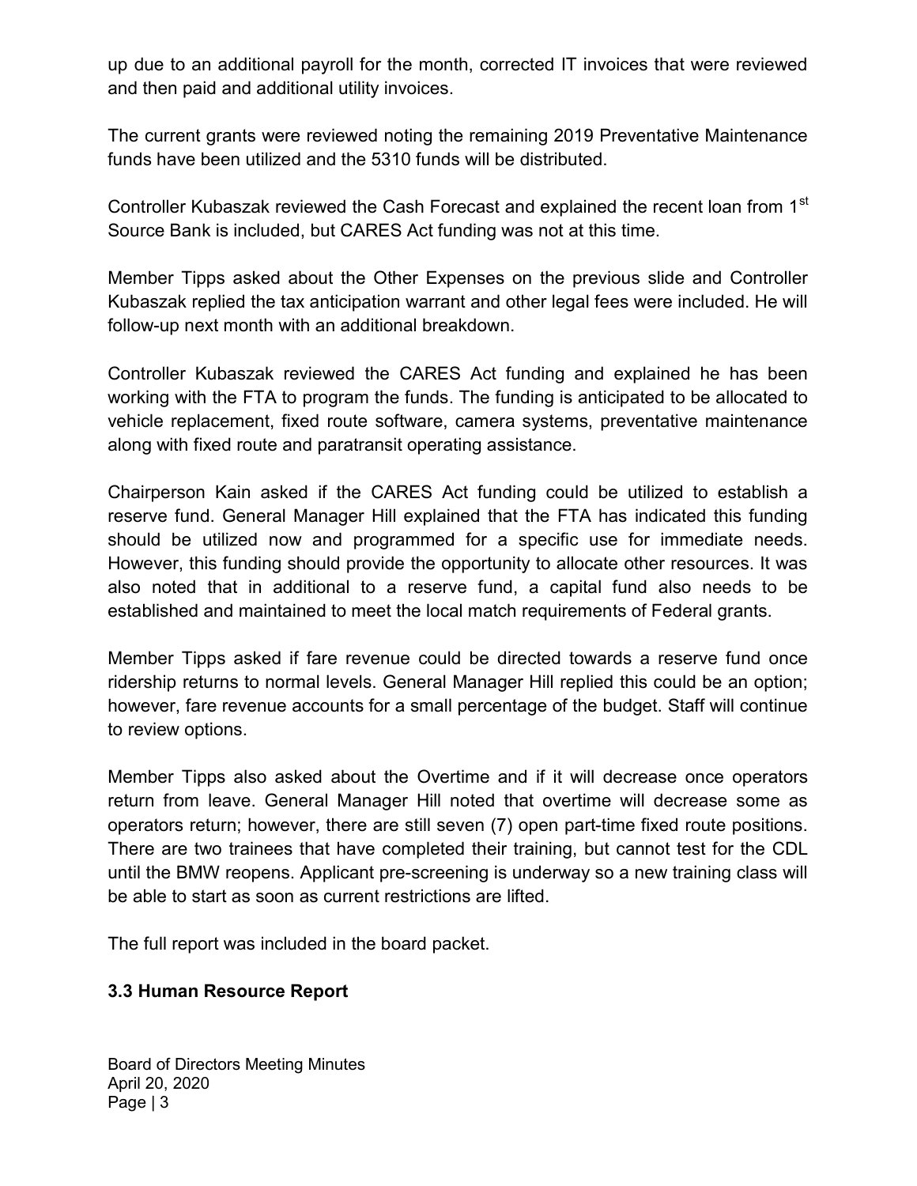up due to an additional payroll for the month, corrected IT invoices that were reviewed and then paid and additional utility invoices.

The current grants were reviewed noting the remaining 2019 Preventative Maintenance funds have been utilized and the 5310 funds will be distributed.

Controller Kubaszak reviewed the Cash Forecast and explained the recent loan from 1st Source Bank is included, but CARES Act funding was not at this time.

Member Tipps asked about the Other Expenses on the previous slide and Controller Kubaszak replied the tax anticipation warrant and other legal fees were included. He will follow-up next month with an additional breakdown.

Controller Kubaszak reviewed the CARES Act funding and explained he has been working with the FTA to program the funds. The funding is anticipated to be allocated to vehicle replacement, fixed route software, camera systems, preventative maintenance along with fixed route and paratransit operating assistance.

Chairperson Kain asked if the CARES Act funding could be utilized to establish a reserve fund. General Manager Hill explained that the FTA has indicated this funding should be utilized now and programmed for a specific use for immediate needs. However, this funding should provide the opportunity to allocate other resources. It was also noted that in additional to a reserve fund, a capital fund also needs to be established and maintained to meet the local match requirements of Federal grants.

Member Tipps asked if fare revenue could be directed towards a reserve fund once ridership returns to normal levels. General Manager Hill replied this could be an option; however, fare revenue accounts for a small percentage of the budget. Staff will continue to review options.

Member Tipps also asked about the Overtime and if it will decrease once operators return from leave. General Manager Hill noted that overtime will decrease some as operators return; however, there are still seven (7) open part-time fixed route positions. There are two trainees that have completed their training, but cannot test for the CDL until the BMW reopens. Applicant pre-screening is underway so a new training class will be able to start as soon as current restrictions are lifted.

The full report was included in the board packet.

### 3.3 Human Resource Report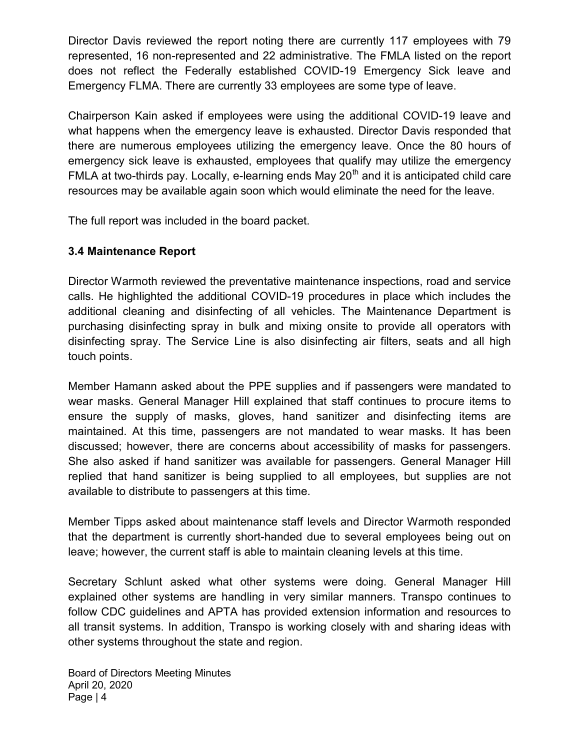Director Davis reviewed the report noting there are currently 117 employees with 79 represented, 16 non-represented and 22 administrative. The FMLA listed on the report does not reflect the Federally established COVID-19 Emergency Sick leave and Emergency FLMA. There are currently 33 employees are some type of leave.

Chairperson Kain asked if employees were using the additional COVID-19 leave and what happens when the emergency leave is exhausted. Director Davis responded that there are numerous employees utilizing the emergency leave. Once the 80 hours of emergency sick leave is exhausted, employees that qualify may utilize the emergency FMLA at two-thirds pay. Locally, e-learning ends May 20th and it is anticipated child care resources may be available again soon which would eliminate the need for the leave.

The full report was included in the board packet.

### 3.4 Maintenance Report

Director Warmoth reviewed the preventative maintenance inspections, road and service calls. He highlighted the additional COVID-19 procedures in place which includes the additional cleaning and disinfecting of all vehicles. The Maintenance Department is purchasing disinfecting spray in bulk and mixing onsite to provide all operators with disinfecting spray. The Service Line is also disinfecting air filters, seats and all high touch points.

Member Hamann asked about the PPE supplies and if passengers were mandated to wear masks. General Manager Hill explained that staff continues to procure items to ensure the supply of masks, gloves, hand sanitizer and disinfecting items are maintained. At this time, passengers are not mandated to wear masks. It has been discussed; however, there are concerns about accessibility of masks for passengers. She also asked if hand sanitizer was available for passengers. General Manager Hill replied that hand sanitizer is being supplied to all employees, but supplies are not available to distribute to passengers at this time.

Member Tipps asked about maintenance staff levels and Director Warmoth responded that the department is currently short-handed due to several employees being out on leave; however, the current staff is able to maintain cleaning levels at this time.

Secretary Schlunt asked what other systems were doing. General Manager Hill explained other systems are handling in very similar manners. Transpo continues to follow CDC guidelines and APTA has provided extension information and resources to all transit systems. In addition, Transpo is working closely with and sharing ideas with other systems throughout the state and region.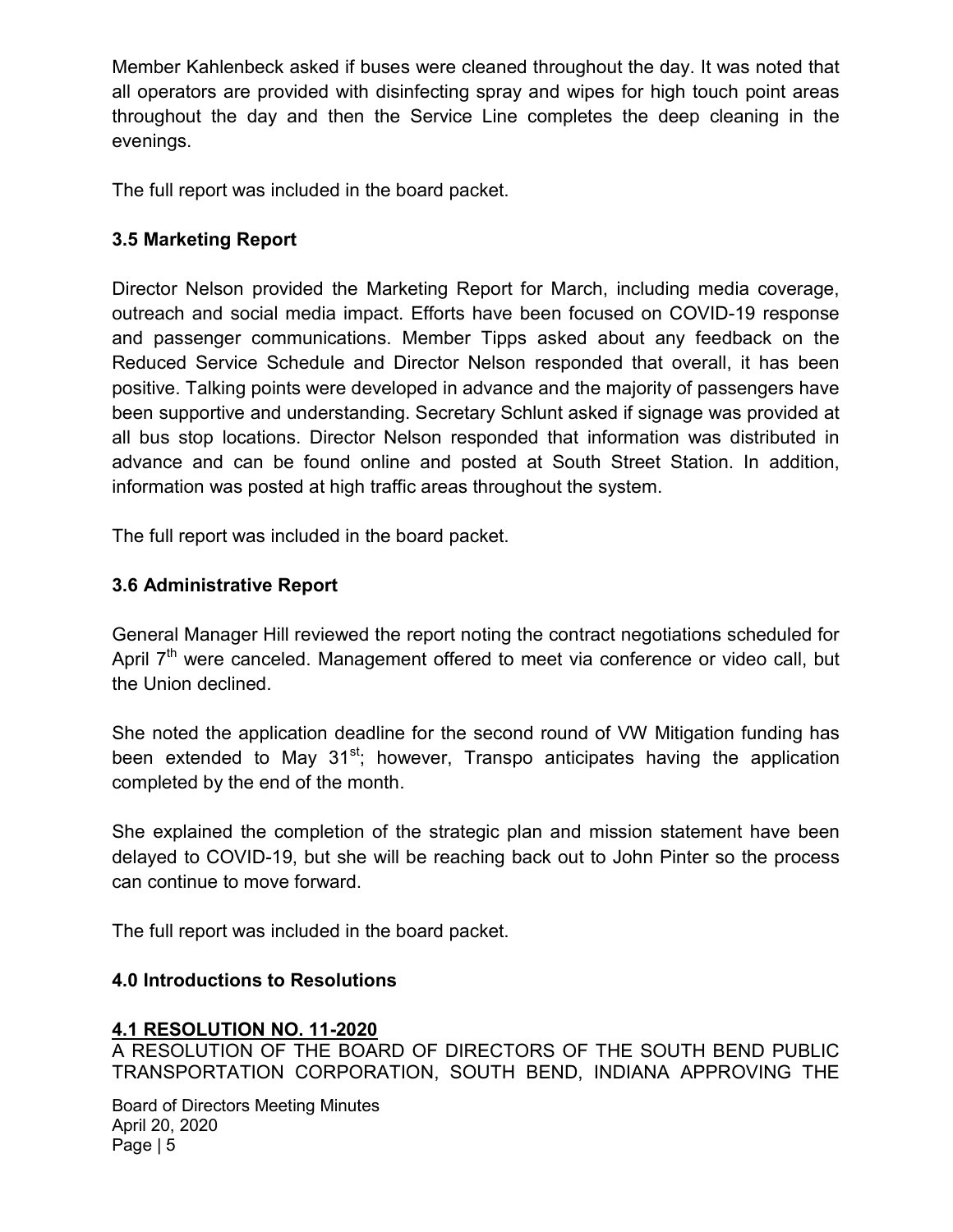Member Kahlenbeck asked if buses were cleaned throughout the day. It was noted that all operators are provided with disinfecting spray and wipes for high touch point areas throughout the day and then the Service Line completes the deep cleaning in the evenings.

The full report was included in the board packet.

### 3.5 Marketing Report

Director Nelson provided the Marketing Report for March, including media coverage, outreach and social media impact. Efforts have been focused on COVID-19 response and passenger communications. Member Tipps asked about any feedback on the Reduced Service Schedule and Director Nelson responded that overall, it has been positive. Talking points were developed in advance and the majority of passengers have been supportive and understanding. Secretary Schlunt asked if signage was provided at all bus stop locations. Director Nelson responded that information was distributed in advance and can be found online and posted at South Street Station. In addition, information was posted at high traffic areas throughout the system.

The full report was included in the board packet.

### 3.6 Administrative Report

General Manager Hill reviewed the report noting the contract negotiations scheduled for April 7th were canceled. Management offered to meet via conference or video call, but the Union declined.

She noted the application deadline for the second round of VW Mitigation funding has been extended to May 31st; however, Transpo anticipates having the application completed by the end of the month.

She explained the completion of the strategic plan and mission statement have been delayed to COVID-19, but she will be reaching back out to John Pinter so the process can continue to move forward.

The full report was included in the board packet.

### 4.0 Introductions to Resolutions

**4.1 RESOLUTION NO. 11-2020**

A RESOLUTION OF THE BOARD OF DIRECTORS OF THE SOUTH BEND PUBLIC TRANSPORTATION CORPORATION, SOUTH BEND, INDIANA APPROVING THE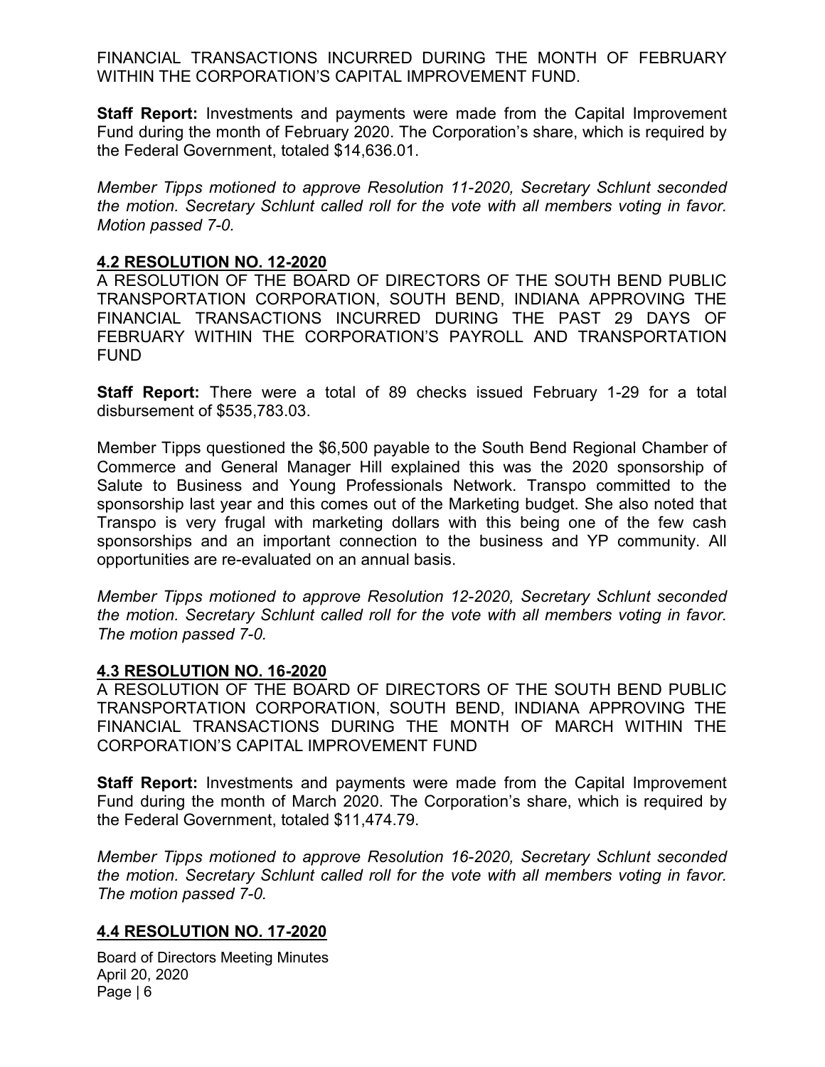FINANCIAL TRANSACTIONS INCURRED DURING THE MONTH OF FEBRUARY WITHIN THE CORPORATION'S CAPITAL IMPROVEMENT FUND.

**Staff Report:** Investments and payments were made from the Capital Improvement Fund during the month of February 2020. The Corporation's share, which is required by the Federal Government, totaled $14,636.01.

*Member Tipps motioned to approve Resolution 11-2020, Secretary Schlunt seconded the motion. Secretary Schlunt called roll for the vote with all members voting in favor. Motion passed 7-0.*

## 4.2 RESOLUTION NO. 12-2020

A RESOLUTION OF THE BOARD OF DIRECTORS OF THE SOUTH BEND PUBLIC TRANSPORTATION CORPORATION, SOUTH BEND, INDIANA APPROVING THE FINANCIAL TRANSACTIONS INCURRED DURING THE PAST 29 DAYS OF FEBRUARY WITHIN THE CORPORATION'S PAYROLL AND TRANSPORTATION FUND

**Staff Report:** There were a total of 89 checks issued February 1-29 for a total disbursement of $535,783.03.

Member Tipps questioned the $6,500 payable to the South Bend Regional Chamber of Commerce and General Manager Hill explained this was the 2020 sponsorship of Salute to Business and Young Professionals Network. Transpo committed to the sponsorship last year and this comes out of the Marketing budget. She also noted that Transpo is very frugal with marketing dollars with this being one of the few cash sponsorships and an important connection to the business and YP community. All opportunities are re-evaluated on an annual basis.

*Member Tipps motioned to approve Resolution 12-2020, Secretary Schlunt seconded the motion. Secretary Schlunt called roll for the vote with all members voting in favor. The motion passed 7-0.*

## 4.3 RESOLUTION NO. 16-2020

A RESOLUTION OF THE BOARD OF DIRECTORS OF THE SOUTH BEND PUBLIC TRANSPORTATION CORPORATION, SOUTH BEND, INDIANA APPROVING THE FINANCIAL TRANSACTIONS DURING THE MONTH OF MARCH WITHIN THE CORPORATION'S CAPITAL IMPROVEMENT FUND

**Staff Report:** Investments and payments were made from the Capital Improvement Fund during the month of March 2020. The Corporation's share, which is required by the Federal Government, totaled $11,474.79.

*Member Tipps motioned to approve Resolution 16-2020, Secretary Schlunt seconded the motion. Secretary Schlunt called roll for the vote with all members voting in favor. The motion passed 7-0.*

## 4.4 RESOLUTION NO. 17-2020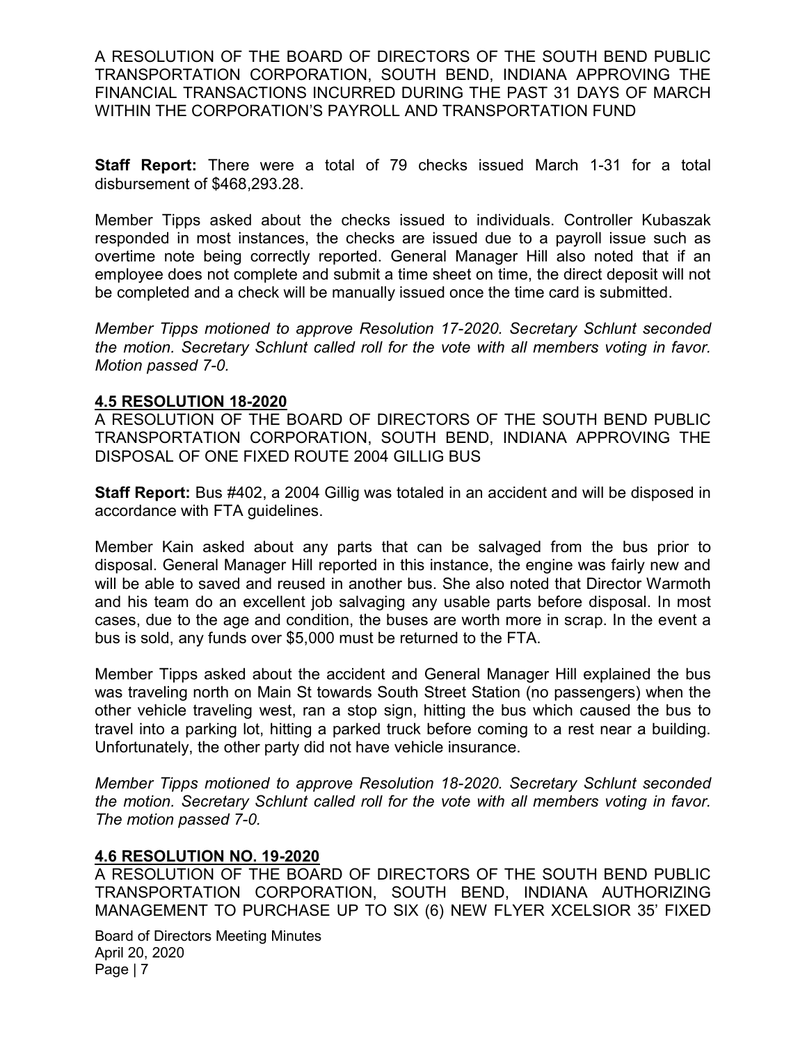A RESOLUTION OF THE BOARD OF DIRECTORS OF THE SOUTH BEND PUBLIC TRANSPORTATION CORPORATION, SOUTH BEND, INDIANA APPROVING THE FINANCIAL TRANSACTIONS INCURRED DURING THE PAST 31 DAYS OF MARCH WITHIN THE CORPORATION'S PAYROLL AND TRANSPORTATION FUND

**Staff Report:** There were a total of 79 checks issued March 1-31 for a total disbursement of $468,293.28.

Member Tipps asked about the checks issued to individuals. Controller Kubaszak responded in most instances, the checks are issued due to a payroll issue such as overtime note being correctly reported. General Manager Hill also noted that if an employee does not complete and submit a time sheet on time, the direct deposit will not be completed and a check will be manually issued once the time card is submitted.

*Member Tipps motioned to approve Resolution 17-2020. Secretary Schlunt seconded the motion. Secretary Schlunt called roll for the vote with all members voting in favor. Motion passed 7-0.*

**4.5 RESOLUTION 18-2020**

A RESOLUTION OF THE BOARD OF DIRECTORS OF THE SOUTH BEND PUBLIC TRANSPORTATION CORPORATION, SOUTH BEND, INDIANA APPROVING THE DISPOSAL OF ONE FIXED ROUTE 2004 GILLIG BUS

**Staff Report:** Bus #402, a 2004 Gillig was totaled in an accident and will be disposed in accordance with FTA guidelines.

Member Kain asked about any parts that can be salvaged from the bus prior to disposal. General Manager Hill reported in this instance, the engine was fairly new and will be able to saved and reused in another bus. She also noted that Director Warmoth and his team do an excellent job salvaging any usable parts before disposal. In most cases, due to the age and condition, the buses are worth more in scrap. In the event a bus is sold, any funds over $5,000 must be returned to the FTA.

Member Tipps asked about the accident and General Manager Hill explained the bus was traveling north on Main St towards South Street Station (no passengers) when the other vehicle traveling west, ran a stop sign, hitting the bus which caused the bus to travel into a parking lot, hitting a parked truck before coming to a rest near a building. Unfortunately, the other party did not have vehicle insurance.

*Member Tipps motioned to approve Resolution 18-2020. Secretary Schlunt seconded the motion. Secretary Schlunt called roll for the vote with all members voting in favor. The motion passed 7-0.*

**4.6 RESOLUTION NO. 19-2020**

A RESOLUTION OF THE BOARD OF DIRECTORS OF THE SOUTH BEND PUBLIC TRANSPORTATION CORPORATION, SOUTH BEND, INDIANA AUTHORIZING MANAGEMENT TO PURCHASE UP TO SIX (6) NEW FLYER XCELSIOR 35' FIXED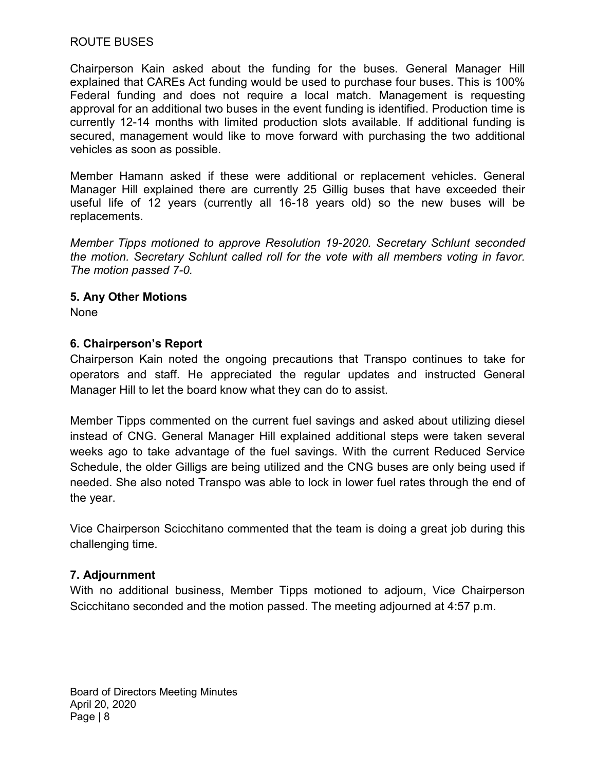ROUTE BUSES

Chairperson Kain asked about the funding for the buses. General Manager Hill explained that CAREs Act funding would be used to purchase four buses. This is 100% Federal funding and does not require a local match. Management is requesting approval for an additional two buses in the event funding is identified. Production time is currently 12-14 months with limited production slots available. If additional funding is secured, management would like to move forward with purchasing the two additional vehicles as soon as possible.

Member Hamann asked if these were additional or replacement vehicles. General Manager Hill explained there are currently 25 Gillig buses that have exceeded their useful life of 12 years (currently all 16-18 years old) so the new buses will be replacements.

*Member Tipps motioned to approve Resolution 19-2020. Secretary Schlunt seconded the motion. Secretary Schlunt called roll for the vote with all members voting in favor. The motion passed 7-0.*

**5. Any Other Motions**

None

**6. Chairperson's Report**

Chairperson Kain noted the ongoing precautions that Transpo continues to take for operators and staff. He appreciated the regular updates and instructed General Manager Hill to let the board know what they can do to assist.

Member Tipps commented on the current fuel savings and asked about utilizing diesel instead of CNG. General Manager Hill explained additional steps were taken several weeks ago to take advantage of the fuel savings. With the current Reduced Service Schedule, the older Gilligs are being utilized and the CNG buses are only being used if needed. She also noted Transpo was able to lock in lower fuel rates through the end of the year.

Vice Chairperson Scicchitano commented that the team is doing a great job during this challenging time.

**7. Adjournment**

With no additional business, Member Tipps motioned to adjourn, Vice Chairperson Scicchitano seconded and the motion passed. The meeting adjourned at 4:57 p.m.